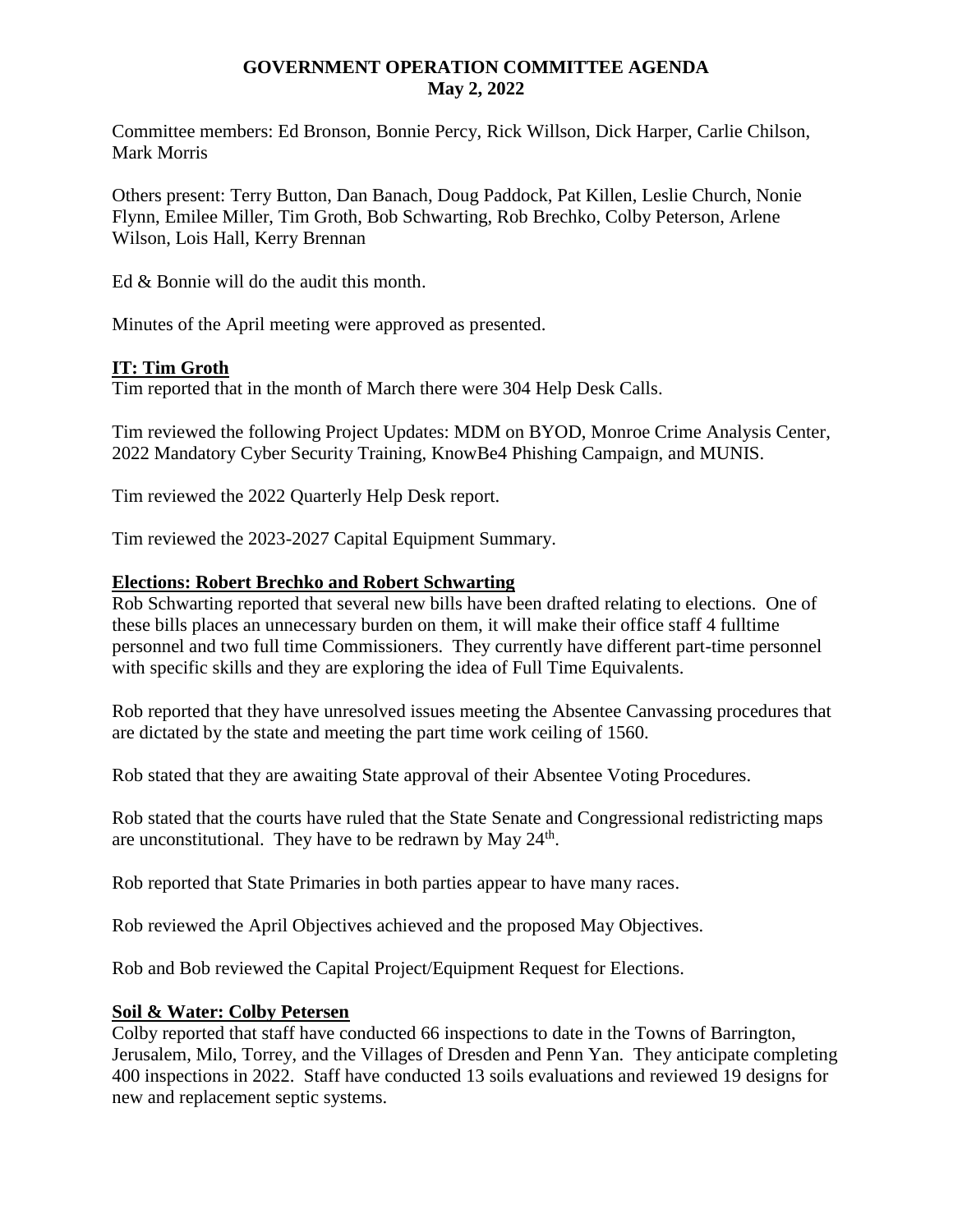# GOVERNMENT OPERATION COMMITTEE AGENDA
## May 2, 2022

Committee members: Ed Bronson, Bonnie Percy, Rick Willson, Dick Harper, Carlie Chilson, Mark Morris

Others present: Terry Button, Dan Banach, Doug Paddock, Pat Killen, Leslie Church, Nonie Flynn, Emilee Miller, Tim Groth, Bob Schwarting, Rob Brechko, Colby Peterson, Arlene Wilson, Lois Hall, Kerry Brennan

Ed & Bonnie will do the audit this month.

Minutes of the April meeting were approved as presented.

### IT: Tim Groth

Tim reported that in the month of March there were 304 Help Desk Calls.

Tim reviewed the following Project Updates: MDM on BYOD, Monroe Crime Analysis Center, 2022 Mandatory Cyber Security Training, KnowBe4 Phishing Campaign, and MUNIS.

Tim reviewed the 2022 Quarterly Help Desk report.

Tim reviewed the 2023-2027 Capital Equipment Summary.

### Elections: Robert Brechko and Robert Schwarting

Rob Schwarting reported that several new bills have been drafted relating to elections. One of these bills places an unnecessary burden on them, it will make their office staff 4 fulltime personnel and two full time Commissioners. They currently have different part-time personnel with specific skills and they are exploring the idea of Full Time Equivalents.

Rob reported that they have unresolved issues meeting the Absentee Canvassing procedures that are dictated by the state and meeting the part time work ceiling of 1560.

Rob stated that they are awaiting State approval of their Absentee Voting Procedures.

Rob stated that the courts have ruled that the State Senate and Congressional redistricting maps are unconstitutional. They have to be redrawn by May 24th.

Rob reported that State Primaries in both parties appear to have many races.

Rob reviewed the April Objectives achieved and the proposed May Objectives.

Rob and Bob reviewed the Capital Project/Equipment Request for Elections.

### Soil & Water: Colby Petersen

Colby reported that staff have conducted 66 inspections to date in the Towns of Barrington, Jerusalem, Milo, Torrey, and the Villages of Dresden and Penn Yan. They anticipate completing 400 inspections in 2022. Staff have conducted 13 soils evaluations and reviewed 19 designs for new and replacement septic systems.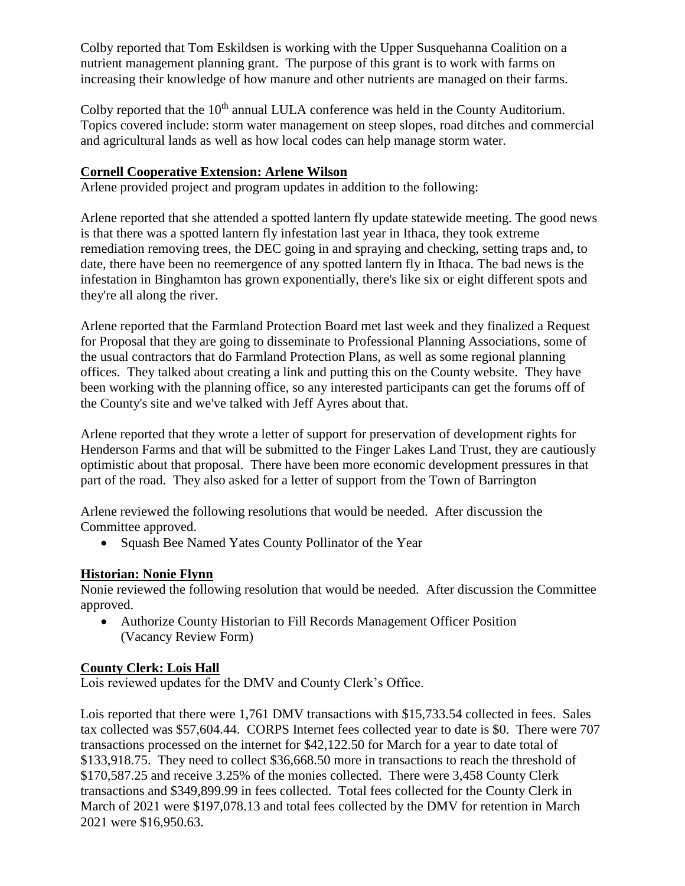Colby reported that Tom Eskildsen is working with the Upper Susquehanna Coalition on a nutrient management planning grant. The purpose of this grant is to work with farms on increasing their knowledge of how manure and other nutrients are managed on their farms.

Colby reported that the 10th annual LULA conference was held in the County Auditorium. Topics covered include: storm water management on steep slopes, road ditches and commercial and agricultural lands as well as how local codes can help manage storm water.

**Cornell Cooperative Extension: Arlene Wilson**

Arlene provided project and program updates in addition to the following:

Arlene reported that she attended a spotted lantern fly update statewide meeting. The good news is that there was a spotted lantern fly infestation last year in Ithaca, they took extreme remediation removing trees, the DEC going in and spraying and checking, setting traps and, to date, there have been no reemergence of any spotted lantern fly in Ithaca. The bad news is the infestation in Binghamton has grown exponentially, there's like six or eight different spots and they're all along the river.

Arlene reported that the Farmland Protection Board met last week and they finalized a Request for Proposal that they are going to disseminate to Professional Planning Associations, some of the usual contractors that do Farmland Protection Plans, as well as some regional planning offices. They talked about creating a link and putting this on the County website. They have been working with the planning office, so any interested participants can get the forums off of the County's site and we've talked with Jeff Ayres about that.

Arlene reported that they wrote a letter of support for preservation of development rights for Henderson Farms and that will be submitted to the Finger Lakes Land Trust, they are cautiously optimistic about that proposal. There have been more economic development pressures in that part of the road. They also asked for a letter of support from the Town of Barrington

Arlene reviewed the following resolutions that would be needed. After discussion the Committee approved.

- Squash Bee Named Yates County Pollinator of the Year

**Historian: Nonie Flynn**

Nonie reviewed the following resolution that would be needed. After discussion the Committee approved.

- Authorize County Historian to Fill Records Management Officer Position (Vacancy Review Form)

**County Clerk: Lois Hall**

Lois reviewed updates for the DMV and County Clerk's Office.

Lois reported that there were 1,761 DMV transactions with $15,733.54 collected in fees. Sales tax collected was $57,604.44. CORPS Internet fees collected year to date is $0. There were 707 transactions processed on the internet for $42,122.50 for March for a year to date total of $133,918.75. They need to collect $36,668.50 more in transactions to reach the threshold of $170,587.25 and receive 3.25% of the monies collected. There were 3,458 County Clerk transactions and $349,899.99 in fees collected. Total fees collected for the County Clerk in March of 2021 were $197,078.13 and total fees collected by the DMV for retention in March 2021 were $16,950.63.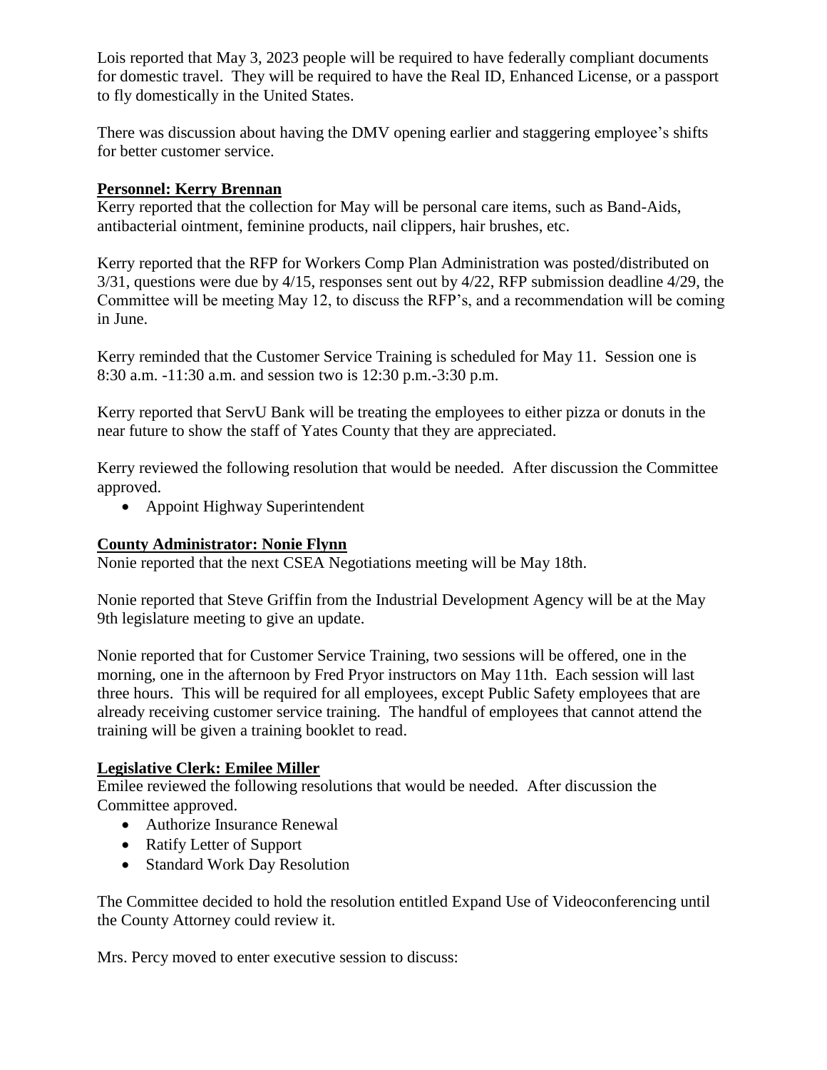Lois reported that May 3, 2023 people will be required to have federally compliant documents for domestic travel. They will be required to have the Real ID, Enhanced License, or a passport to fly domestically in the United States.

There was discussion about having the DMV opening earlier and staggering employee's shifts for better customer service.

**Personnel: Kerry Brennan**

Kerry reported that the collection for May will be personal care items, such as Band-Aids, antibacterial ointment, feminine products, nail clippers, hair brushes, etc.

Kerry reported that the RFP for Workers Comp Plan Administration was posted/distributed on 3/31, questions were due by 4/15, responses sent out by 4/22, RFP submission deadline 4/29, the Committee will be meeting May 12, to discuss the RFP's, and a recommendation will be coming in June.

Kerry reminded that the Customer Service Training is scheduled for May 11. Session one is 8:30 a.m. -11:30 a.m. and session two is 12:30 p.m.-3:30 p.m.

Kerry reported that ServU Bank will be treating the employees to either pizza or donuts in the near future to show the staff of Yates County that they are appreciated.

Kerry reviewed the following resolution that would be needed. After discussion the Committee approved.

- Appoint Highway Superintendent

**County Administrator: Nonie Flynn**

Nonie reported that the next CSEA Negotiations meeting will be May 18th.

Nonie reported that Steve Griffin from the Industrial Development Agency will be at the May 9th legislature meeting to give an update.

Nonie reported that for Customer Service Training, two sessions will be offered, one in the morning, one in the afternoon by Fred Pryor instructors on May 11th. Each session will last three hours. This will be required for all employees, except Public Safety employees that are already receiving customer service training. The handful of employees that cannot attend the training will be given a training booklet to read.

**Legislative Clerk: Emilee Miller**

Emilee reviewed the following resolutions that would be needed. After discussion the Committee approved.

- Authorize Insurance Renewal
- Ratify Letter of Support
- Standard Work Day Resolution

The Committee decided to hold the resolution entitled Expand Use of Videoconferencing until the County Attorney could review it.

Mrs. Percy moved to enter executive session to discuss: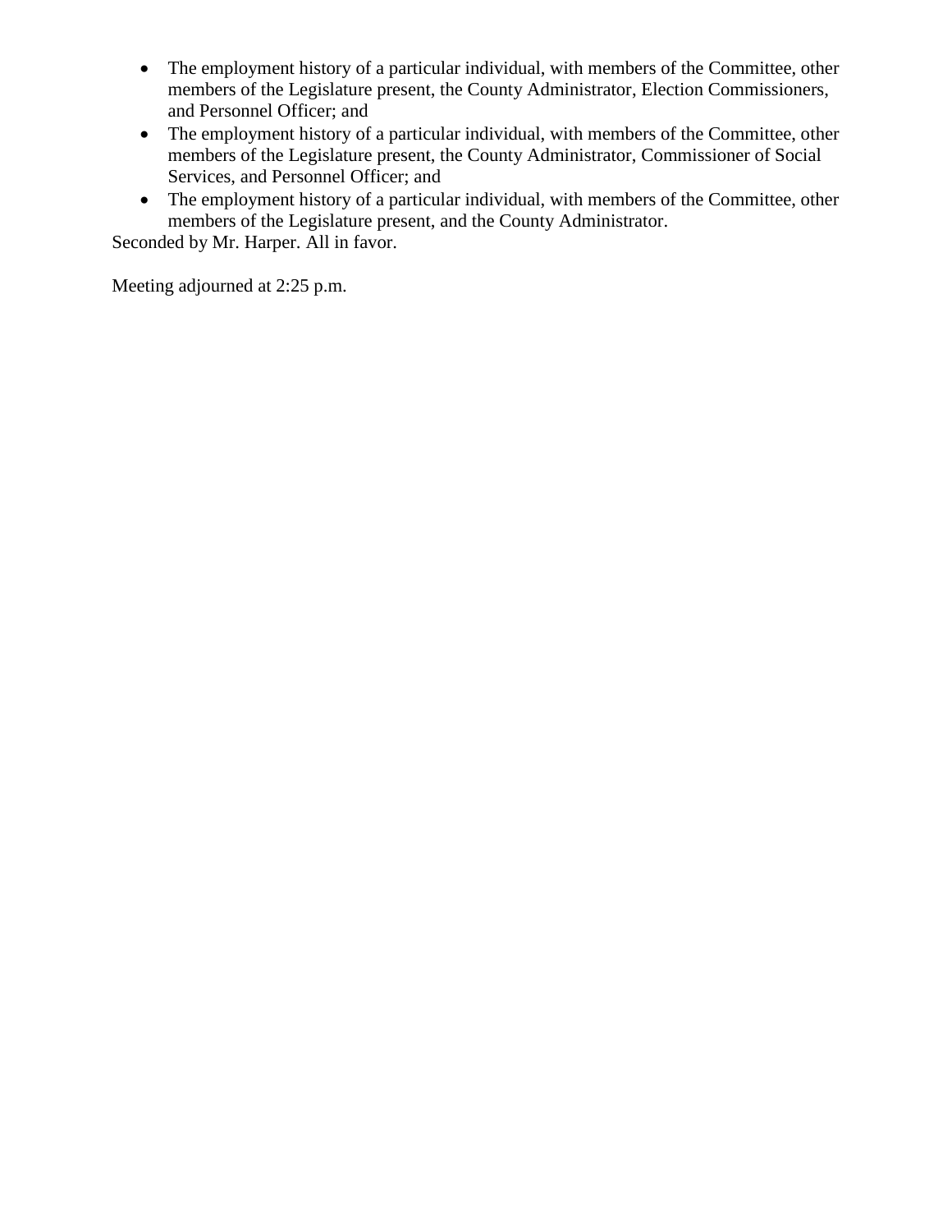- The employment history of a particular individual, with members of the Committee, other members of the Legislature present, the County Administrator, Election Commissioners, and Personnel Officer; and
- The employment history of a particular individual, with members of the Committee, other members of the Legislature present, the County Administrator, Commissioner of Social Services, and Personnel Officer; and
- The employment history of a particular individual, with members of the Committee, other members of the Legislature present, and the County Administrator.

Seconded by Mr. Harper. All in favor.

Meeting adjourned at 2:25 p.m.